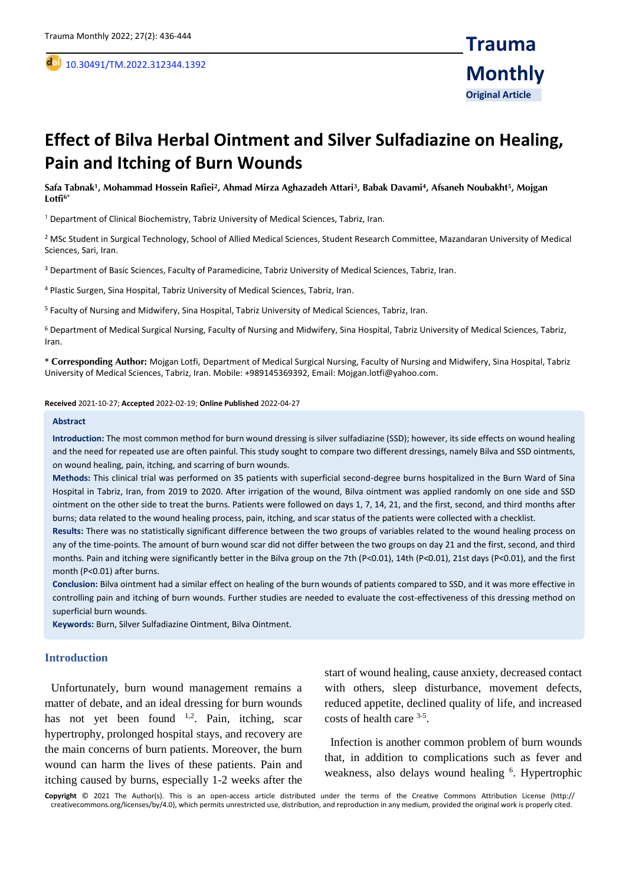Original Article

# Effect of Bilva Herbal Ointment and Silver Sulfadiazine on Healing, Pain and Itching of Burn Wounds

**Safa Tabnak[1], Mohammad Hossein Rafiei[2], Ahmad Mirza Aghazadeh Attari[3], Babak Davami[4], Afsaneh Noubakht[5], Mojgan Lotfi[6*]**

[1] Department of Clinical Biochemistry, Tabriz University of Medical Sciences, Tabriz, Iran.

[2] MSc Student in Surgical Technology, School of Allied Medical Sciences, Student Research Committee, Mazandaran University of Medical Sciences, Sari, Iran.

[3] Department of Basic Sciences, Faculty of Paramedicine, Tabriz University of Medical Sciences, Tabriz, Iran.

[4] Plastic Surgen, Sina Hospital, Tabriz University of Medical Sciences, Tabriz, Iran.

[5] Faculty of Nursing and Midwifery, Sina Hospital, Tabriz University of Medical Sciences, Tabriz, Iran.

[6] Department of Medical Surgical Nursing, Faculty of Nursing and Midwifery, Sina Hospital, Tabriz University of Medical Sciences, Tabriz, Iran.

**\* Corresponding Author:** Mojgan Lotfi, Department of Medical Surgical Nursing, Faculty of Nursing and Midwifery, Sina Hospital, Tabriz University of Medical Sciences, Tabriz, Iran. Mobile: +989145369392, Email: Mojgan.lotfi@yahoo.com.

**Received** 2021-10-27; **Accepted** 2022-02-19; **Online Published** 2022-04-27

## Abstract

**Introduction:** The most common method for burn wound dressing is silver sulfadiazine (SSD); however, its side effects on wound healing and the need for repeated use are often painful. This study sought to compare two different dressings, namely Bilva and SSD ointments, on wound healing, pain, itching, and scarring of burn wounds.

**Methods:** This clinical trial was performed on 35 patients with superficial second-degree burns hospitalized in the Burn Ward of Sina Hospital in Tabriz, Iran, from 2019 to 2020. After irrigation of the wound, Bilva ointment was applied randomly on one side and SSD ointment on the other side to treat the burns. Patients were followed on days 1, 7, 14, 21, and the first, second, and third months after burns; data related to the wound healing process, pain, itching, and scar status of the patients were collected with a checklist.

**Results:** There was no statistically significant difference between the two groups of variables related to the wound healing process on any of the time-points. The amount of burn wound scar did not differ between the two groups on day 21 and the first, second, and third months. Pain and itching were significantly better in the Bilva group on the 7th ($P<0.01$), 14th ($P<0.01$), 21st days ($P<0.01$), and the first month ($P<0.01$) after burns.

**Conclusion:** Bilva ointment had a similar effect on healing of the burn wounds of patients compared to SSD, and it was more effective in controlling pain and itching of burn wounds. Further studies are needed to evaluate the cost-effectiveness of this dressing method on superficial burn wounds.

**Keywords:** Burn, Silver Sulfadiazine Ointment, Bilva Ointment.

## Introduction

Unfortunately, burn wound management remains a matter of debate, and an ideal dressing for burn wounds has not yet been found [1,2]. Pain, itching, scar hypertrophy, prolonged hospital stays, and recovery are the main concerns of burn patients. Moreover, the burn wound can harm the lives of these patients. Pain and itching caused by burns, especially 1-2 weeks after the start of wound healing, cause anxiety, decreased contact with others, sleep disturbance, movement defects, reduced appetite, declined quality of life, and increased costs of health care [3-5].

Infection is another common problem of burn wounds that, in addition to complications such as fever and weakness, also delays wound healing [6]. Hypertrophic

**Copyright** © 2021 The Author(s). This is an open-access article distributed under the terms of the Creative Commons Attribution License (http://creativecommons.org/licenses/by/4.0), which permits unrestricted use, distribution, and reproduction in any medium, provided the original work is properly cited.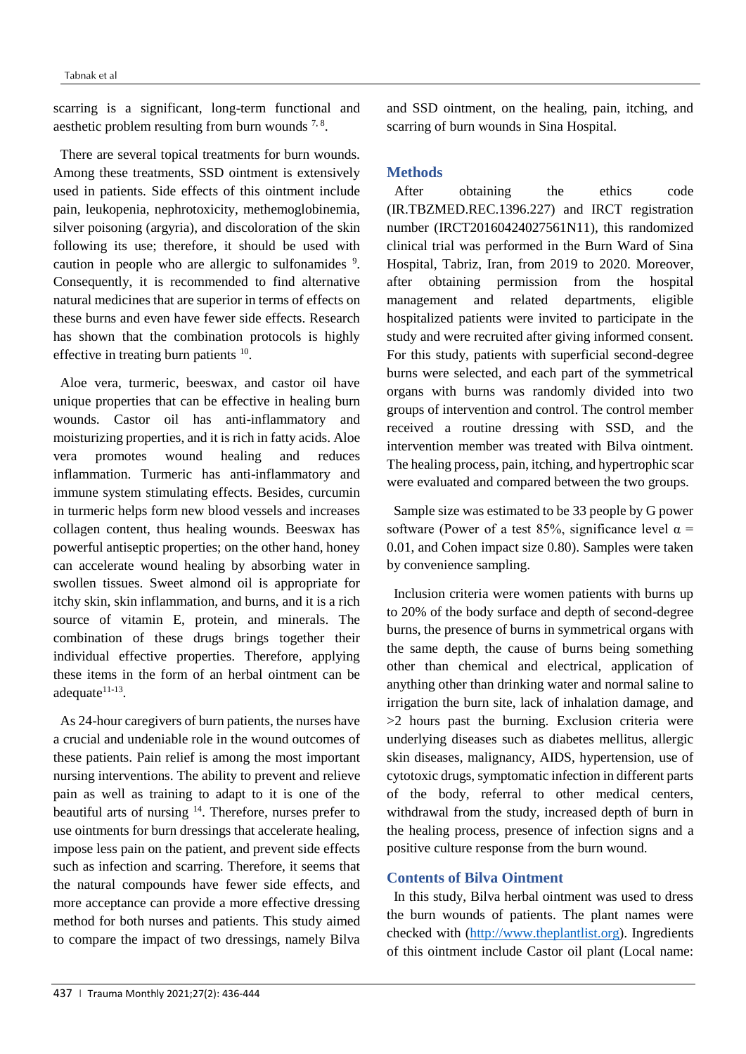scarring is a significant, long-term functional and aesthetic problem resulting from burn wounds [7, 8].

There are several topical treatments for burn wounds. Among these treatments, SSD ointment is extensively used in patients. Side effects of this ointment include pain, leukopenia, nephrotoxicity, methemoglobinemia, silver poisoning (argyria), and discoloration of the skin following its use; therefore, it should be used with caution in people who are allergic to sulfonamides [9]. Consequently, it is recommended to find alternative natural medicines that are superior in terms of effects on these burns and even have fewer side effects. Research has shown that the combination protocols is highly effective in treating burn patients [10].

Aloe vera, turmeric, beeswax, and castor oil have unique properties that can be effective in healing burn wounds. Castor oil has anti-inflammatory and moisturizing properties, and it is rich in fatty acids. Aloe vera promotes wound healing and reduces inflammation. Turmeric has anti-inflammatory and immune system stimulating effects. Besides, curcumin in turmeric helps form new blood vessels and increases collagen content, thus healing wounds. Beeswax has powerful antiseptic properties; on the other hand, honey can accelerate wound healing by absorbing water in swollen tissues. Sweet almond oil is appropriate for itchy skin, skin inflammation, and burns, and it is a rich source of vitamin E, protein, and minerals. The combination of these drugs brings together their individual effective properties. Therefore, applying these items in the form of an herbal ointment can be adequate[11-13].

As 24-hour caregivers of burn patients, the nurses have a crucial and undeniable role in the wound outcomes of these patients. Pain relief is among the most important nursing interventions. The ability to prevent and relieve pain as well as training to adapt to it is one of the beautiful arts of nursing [14]. Therefore, nurses prefer to use ointments for burn dressings that accelerate healing, impose less pain on the patient, and prevent side effects such as infection and scarring. Therefore, it seems that the natural compounds have fewer side effects, and more acceptance can provide a more effective dressing method for both nurses and patients. This study aimed to compare the impact of two dressings, namely Bilva and SSD ointment, on the healing, pain, itching, and scarring of burn wounds in Sina Hospital.

## Methods

After obtaining the ethics code (IR.TBZMED.REC.1396.227) and IRCT registration number (IRCT20160424027561N11), this randomized clinical trial was performed in the Burn Ward of Sina Hospital, Tabriz, Iran, from 2019 to 2020. Moreover, after obtaining permission from the hospital management and related departments, eligible hospitalized patients were invited to participate in the study and were recruited after giving informed consent. For this study, patients with superficial second-degree burns were selected, and each part of the symmetrical organs with burns was randomly divided into two groups of intervention and control. The control member received a routine dressing with SSD, and the intervention member was treated with Bilva ointment. The healing process, pain, itching, and hypertrophic scar were evaluated and compared between the two groups.

Sample size was estimated to be 33 people by G power software (Power of a test 85%, significance level $\alpha$ = 0.01, and Cohen impact size 0.80). Samples were taken by convenience sampling.

Inclusion criteria were women patients with burns up to 20% of the body surface and depth of second-degree burns, the presence of burns in symmetrical organs with the same depth, the cause of burns being something other than chemical and electrical, application of anything other than drinking water and normal saline to irrigation the burn site, lack of inhalation damage, and >2 hours past the burning. Exclusion criteria were underlying diseases such as diabetes mellitus, allergic skin diseases, malignancy, AIDS, hypertension, use of cytotoxic drugs, symptomatic infection in different parts of the body, referral to other medical centers, withdrawal from the study, increased depth of burn in the healing process, presence of infection signs and a positive culture response from the burn wound.

### Contents of Bilva Ointment

In this study, Bilva herbal ointment was used to dress the burn wounds of patients. The plant names were checked with (http://www.theplantlist.org). Ingredients of this ointment include Castor oil plant (Local name: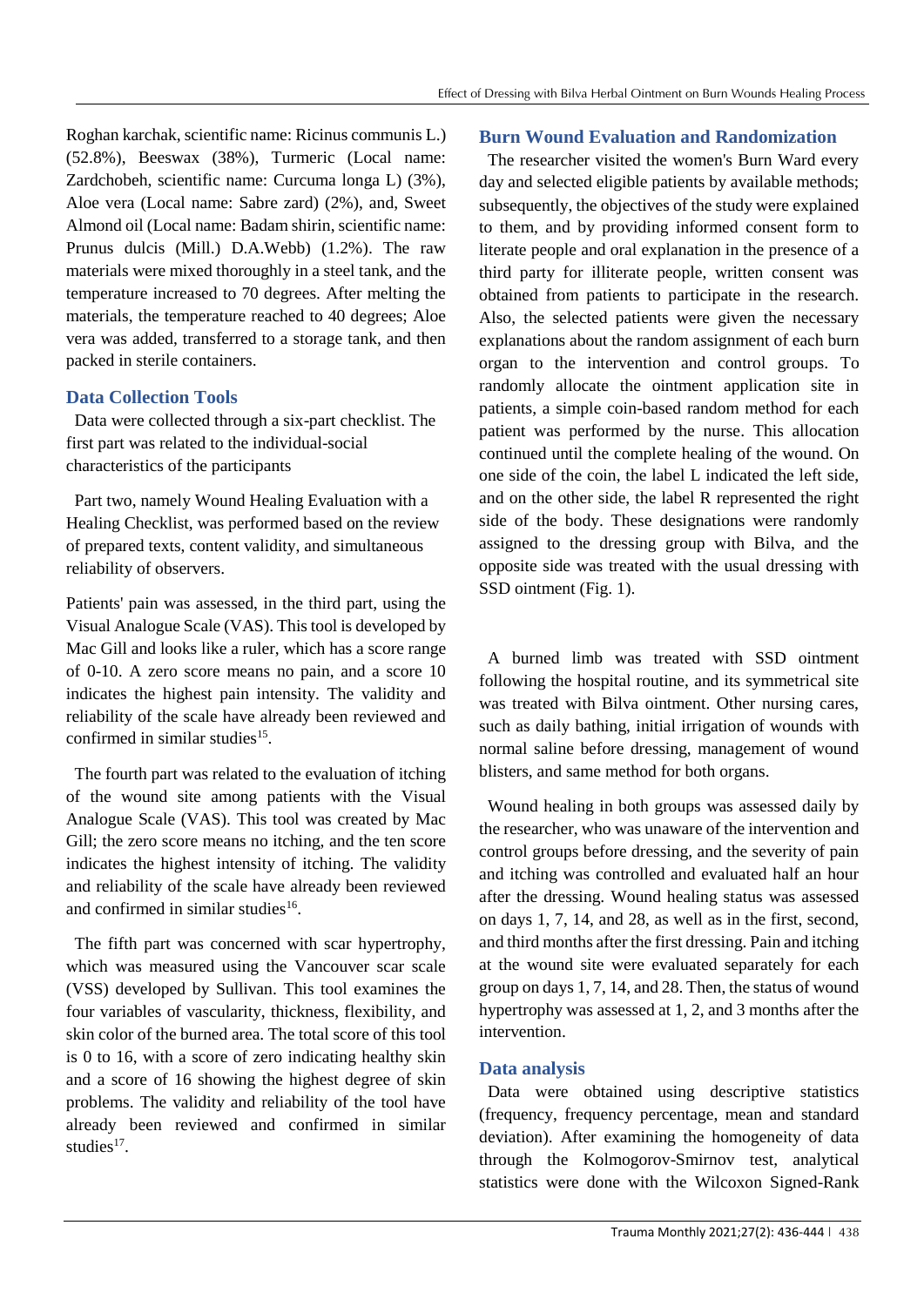Roghan karchak, scientific name: Ricinus communis L.) (52.8%), Beeswax (38%), Turmeric (Local name: Zardchobeh, scientific name: Curcuma longa L) (3%), Aloe vera (Local name: Sabre zard) (2%), and, Sweet Almond oil (Local name: Badam shirin, scientific name: Prunus dulcis (Mill.) D.A.Webb) (1.2%). The raw materials were mixed thoroughly in a steel tank, and the temperature increased to 70 degrees. After melting the materials, the temperature reached to 40 degrees; Aloe vera was added, transferred to a storage tank, and then packed in sterile containers.

## Data Collection Tools

Data were collected through a six-part checklist. The first part was related to the individual-social characteristics of the participants

Part two, namely Wound Healing Evaluation with a Healing Checklist, was performed based on the review of prepared texts, content validity, and simultaneous reliability of observers.

Patients' pain was assessed, in the third part, using the Visual Analogue Scale (VAS). This tool is developed by Mac Gill and looks like a ruler, which has a score range of 0-10. A zero score means no pain, and a score 10 indicates the highest pain intensity. The validity and reliability of the scale have already been reviewed and confirmed in similar studies[15].

The fourth part was related to the evaluation of itching of the wound site among patients with the Visual Analogue Scale (VAS). This tool was created by Mac Gill; the zero score means no itching, and the ten score indicates the highest intensity of itching. The validity and reliability of the scale have already been reviewed and confirmed in similar studies[16].

The fifth part was concerned with scar hypertrophy, which was measured using the Vancouver scar scale (VSS) developed by Sullivan. This tool examines the four variables of vascularity, thickness, flexibility, and skin color of the burned area. The total score of this tool is 0 to 16, with a score of zero indicating healthy skin and a score of 16 showing the highest degree of skin problems. The validity and reliability of the tool have already been reviewed and confirmed in similar studies[17].

## Burn Wound Evaluation and Randomization

The researcher visited the women's Burn Ward every day and selected eligible patients by available methods; subsequently, the objectives of the study were explained to them, and by providing informed consent form to literate people and oral explanation in the presence of a third party for illiterate people, written consent was obtained from patients to participate in the research. Also, the selected patients were given the necessary explanations about the random assignment of each burn organ to the intervention and control groups. To randomly allocate the ointment application site in patients, a simple coin-based random method for each patient was performed by the nurse. This allocation continued until the complete healing of the wound. On one side of the coin, the label L indicated the left side, and on the other side, the label R represented the right side of the body. These designations were randomly assigned to the dressing group with Bilva, and the opposite side was treated with the usual dressing with SSD ointment (Fig. 1).

A burned limb was treated with SSD ointment following the hospital routine, and its symmetrical site was treated with Bilva ointment. Other nursing cares, such as daily bathing, initial irrigation of wounds with normal saline before dressing, management of wound blisters, and same method for both organs.

Wound healing in both groups was assessed daily by the researcher, who was unaware of the intervention and control groups before dressing, and the severity of pain and itching was controlled and evaluated half an hour after the dressing. Wound healing status was assessed on days 1, 7, 14, and 28, as well as in the first, second, and third months after the first dressing. Pain and itching at the wound site were evaluated separately for each group on days 1, 7, 14, and 28. Then, the status of wound hypertrophy was assessed at 1, 2, and 3 months after the intervention.

## Data analysis

Data were obtained using descriptive statistics (frequency, frequency percentage, mean and standard deviation). After examining the homogeneity of data through the Kolmogorov-Smirnov test, analytical statistics were done with the Wilcoxon Signed-Rank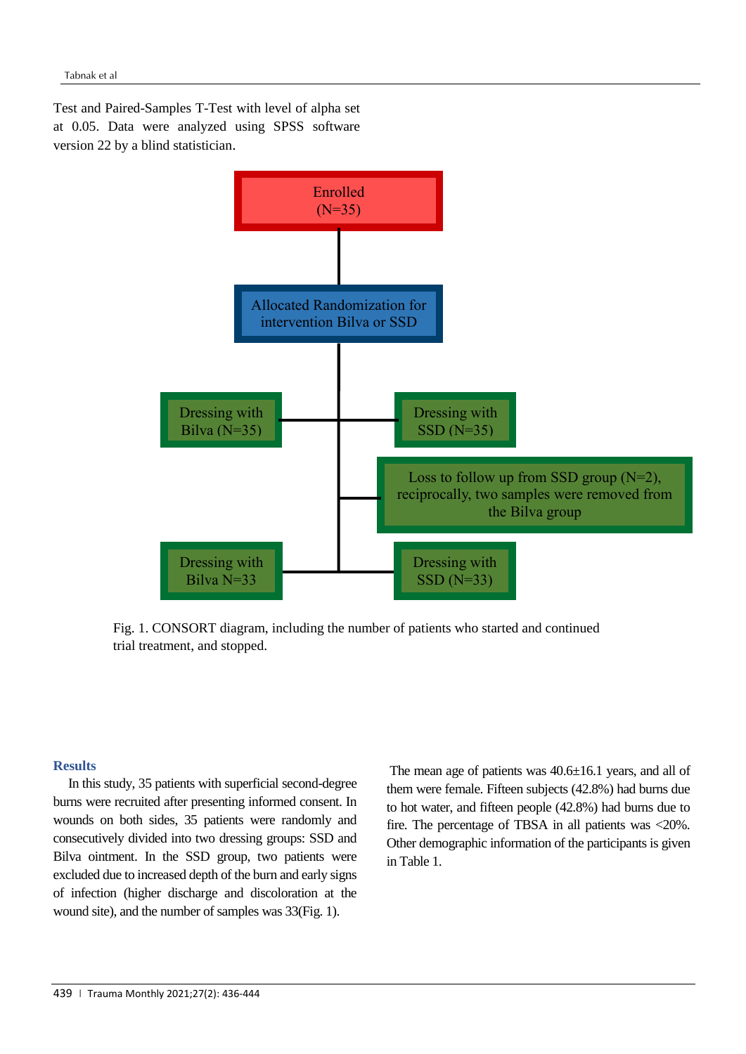Test and Paired-Samples T-Test with level of alpha set at 0.05. Data were analyzed using SPSS software version 22 by a blind statistician.

Enrolled
(N=35)

Allocated Randomization for intervention Bilva or SSD

Dressing with Bilva (N=35)

Dressing with SSD (N=35)

Loss to follow up from SSD group (N=2), reciprocally, two samples were removed from the Bilva group

Dressing with Bilva N=33

Dressing with SSD (N=33)

Fig. 1. CONSORT diagram, including the number of patients who started and continued trial treatment, and stopped.

## Results

In this study, 35 patients with superficial second-degree burns were recruited after presenting informed consent. In wounds on both sides, 35 patients were randomly and consecutively divided into two dressing groups: SSD and Bilva ointment. In the SSD group, two patients were excluded due to increased depth of the burn and early signs of infection (higher discharge and discoloration at the wound site), and the number of samples was 33(Fig. 1).

The mean age of patients was 40.6±16.1 years, and all of them were female. Fifteen subjects (42.8%) had burns due to hot water, and fifteen people (42.8%) had burns due to fire. The percentage of TBSA in all patients was <20%. Other demographic information of the participants is given in Table 1.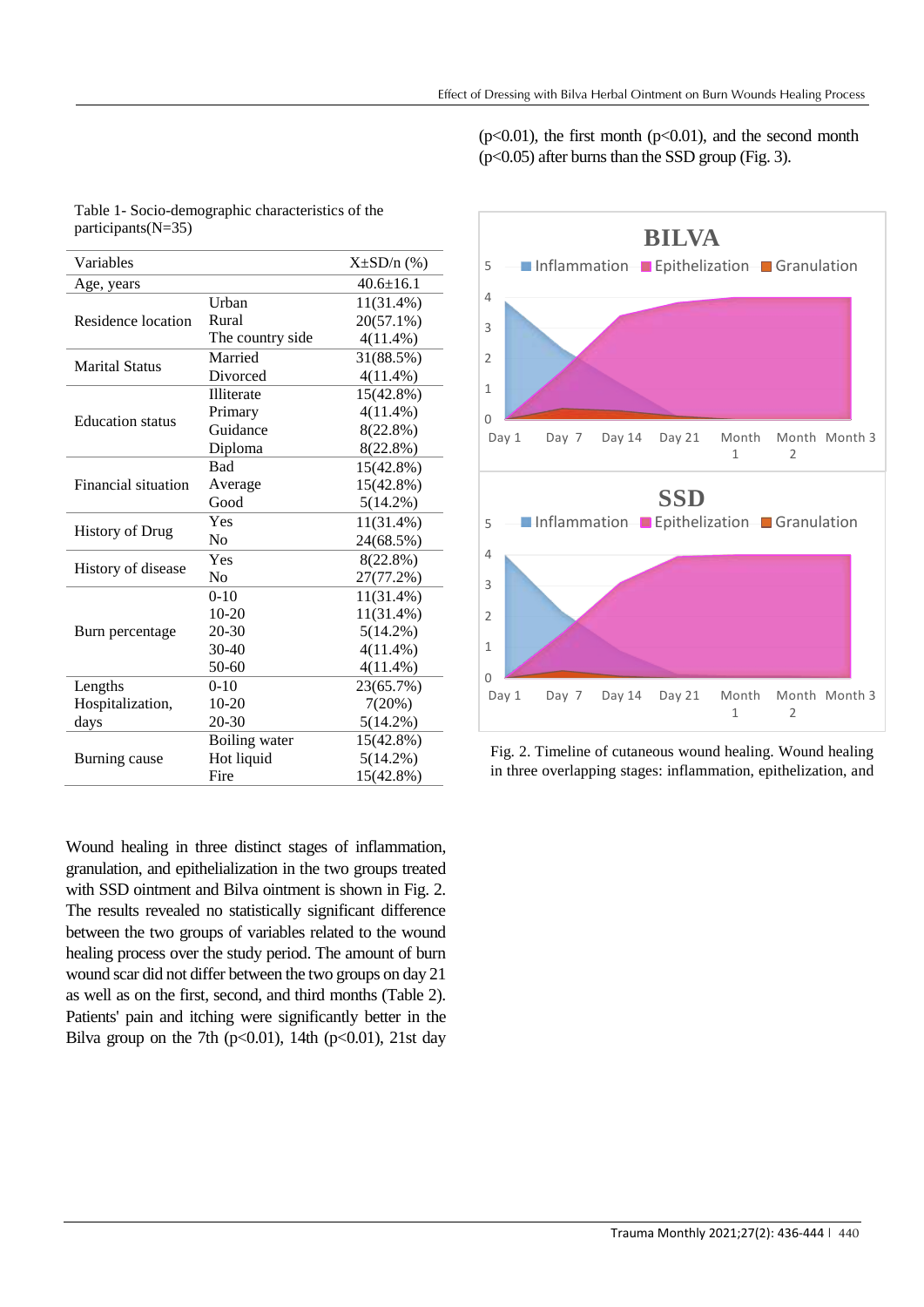(p<0.01), the first month (p<0.01), and the second month (p<0.05) after burns than the SSD group (Fig. 3).

Table 1- Socio-demographic characteristics of the participants(N=35)

| Variables | | X±SD/n (%) |
|---|---|---|
| Age, years | | 40.6±16.1 |
| Residence location | Urban | 11(31.4%) |
| | Rural | 20(57.1%) |
| | The country side | 4(11.4%) |
| Marital Status | Married | 31(88.5%) |
| | Divorced | 4(11.4%) |
| Education status | Illiterate | 15(42.8%) |
| | Primary | 4(11.4%) |
| | Guidance | 8(22.8%) |
| | Diploma | 8(22.8%) |
| Financial situation | Bad | 15(42.8%) |
| | Average | 15(42.8%) |
| | Good | 5(14.2%) |
| History of Drug | Yes | 11(31.4%) |
| | No | 24(68.5%) |
| History of disease | Yes | 8(22.8%) |
| | No | 27(77.2%) |
| Burn percentage | 0-10 | 11(31.4%) |
| | 10-20 | 11(31.4%) |
| | 20-30 | 5(14.2%) |
| | 30-40 | 4(11.4%) |
| | 50-60 | 4(11.4%) |
| Lengths Hospitalization, days | 0-10 | 23(65.7%) |
| | 10-20 | 7(20%) |
| | 20-30 | 5(14.2%) |
| Burning cause | Boiling water | 15(42.8%) |
| | Hot liquid | 5(14.2%) |
| | Fire | 15(42.8%) |

Wound healing in three distinct stages of inflammation, granulation, and epithelialization in the two groups treated with SSD ointment and Bilva ointment is shown in Fig. 2. The results revealed no statistically significant difference between the two groups of variables related to the wound healing process over the study period. The amount of burn wound scar did not differ between the two groups on day 21 as well as on the first, second, and third months (Table 2). Patients' pain and itching were significantly better in the Bilva group on the 7th (p<0.01), 14th (p<0.01), 21st day

Fig. 2. Timeline of cutaneous wound healing. Wound healing in three overlapping stages: inflammation, epithelization, and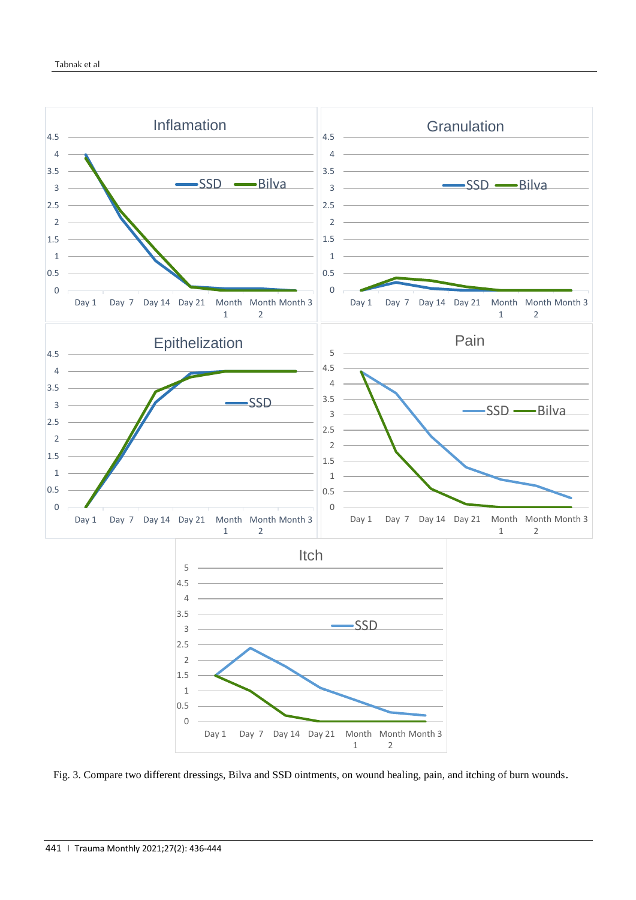Fig. 3. Compare two different dressings, Bilva and SSD ointments, on wound healing, pain, and itching of burn wounds.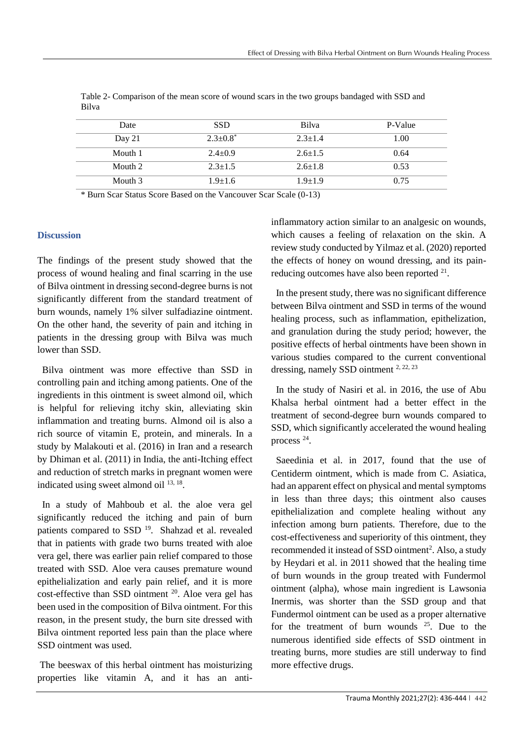Table 2- Comparison of the mean score of wound scars in the two groups bandaged with SSD and Bilva

| Date | SSD | Bilva | P-Value |
| --- | --- | --- | --- |
| Day 21 | 2.3±0.8* | 2.3±1.4 | 1.00 |
| Mouth 1 | 2.4±0.9 | 2.6±1.5 | 0.64 |
| Mouth 2 | 2.3±1.5 | 2.6±1.8 | 0.53 |
| Mouth 3 | 1.9±1.6 | 1.9±1.9 | 0.75 |

* Burn Scar Status Score Based on the Vancouver Scar Scale (0-13)

## Discussion

The findings of the present study showed that the process of wound healing and final scarring in the use of Bilva ointment in dressing second-degree burns is not significantly different from the standard treatment of burn wounds, namely 1% silver sulfadiazine ointment. On the other hand, the severity of pain and itching in patients in the dressing group with Bilva was much lower than SSD.

Bilva ointment was more effective than SSD in controlling pain and itching among patients. One of the ingredients in this ointment is sweet almond oil, which is helpful for relieving itchy skin, alleviating skin inflammation and treating burns. Almond oil is also a rich source of vitamin E, protein, and minerals. In a study by Malakouti et al. (2016) in Iran and a research by Dhiman et al. (2011) in India, the anti-Itching effect and reduction of stretch marks in pregnant women were indicated using sweet almond oil [13, 18].

In a study of Mahboub et al. the aloe vera gel significantly reduced the itching and pain of burn patients compared to SSD [19]. Shahzad et al. revealed that in patients with grade two burns treated with aloe vera gel, there was earlier pain relief compared to those treated with SSD. Aloe vera causes premature wound epithelialization and early pain relief, and it is more cost-effective than SSD ointment [20]. Aloe vera gel has been used in the composition of Bilva ointment. For this reason, in the present study, the burn site dressed with Bilva ointment reported less pain than the place where SSD ointment was used.

The beeswax of this herbal ointment has moisturizing properties like vitamin A, and it has an anti-inflammatory action similar to an analgesic on wounds, which causes a feeling of relaxation on the skin. A review study conducted by Yilmaz et al. (2020) reported the effects of honey on wound dressing, and its pain-reducing outcomes have also been reported [21].

In the present study, there was no significant difference between Bilva ointment and SSD in terms of the wound healing process, such as inflammation, epithelization, and granulation during the study period; however, the positive effects of herbal ointments have been shown in various studies compared to the current conventional dressing, namely SSD ointment [2, 22, 23]

In the study of Nasiri et al. in 2016, the use of Abu Khalsa herbal ointment had a better effect in the treatment of second-degree burn wounds compared to SSD, which significantly accelerated the wound healing process [24].

Saeedinia et al. in 2017, found that the use of Centiderm ointment, which is made from C. Asiatica, had an apparent effect on physical and mental symptoms in less than three days; this ointment also causes epithelialization and complete healing without any infection among burn patients. Therefore, due to the cost-effectiveness and superiority of this ointment, they recommended it instead of SSD ointment[2]. Also, a study by Heydari et al. in 2011 showed that the healing time of burn wounds in the group treated with Fundermol ointment (alpha), whose main ingredient is Lawsonia Inermis, was shorter than the SSD group and that Fundermol ointment can be used as a proper alternative for the treatment of burn wounds [25]. Due to the numerous identified side effects of SSD ointment in treating burns, more studies are still underway to find more effective drugs.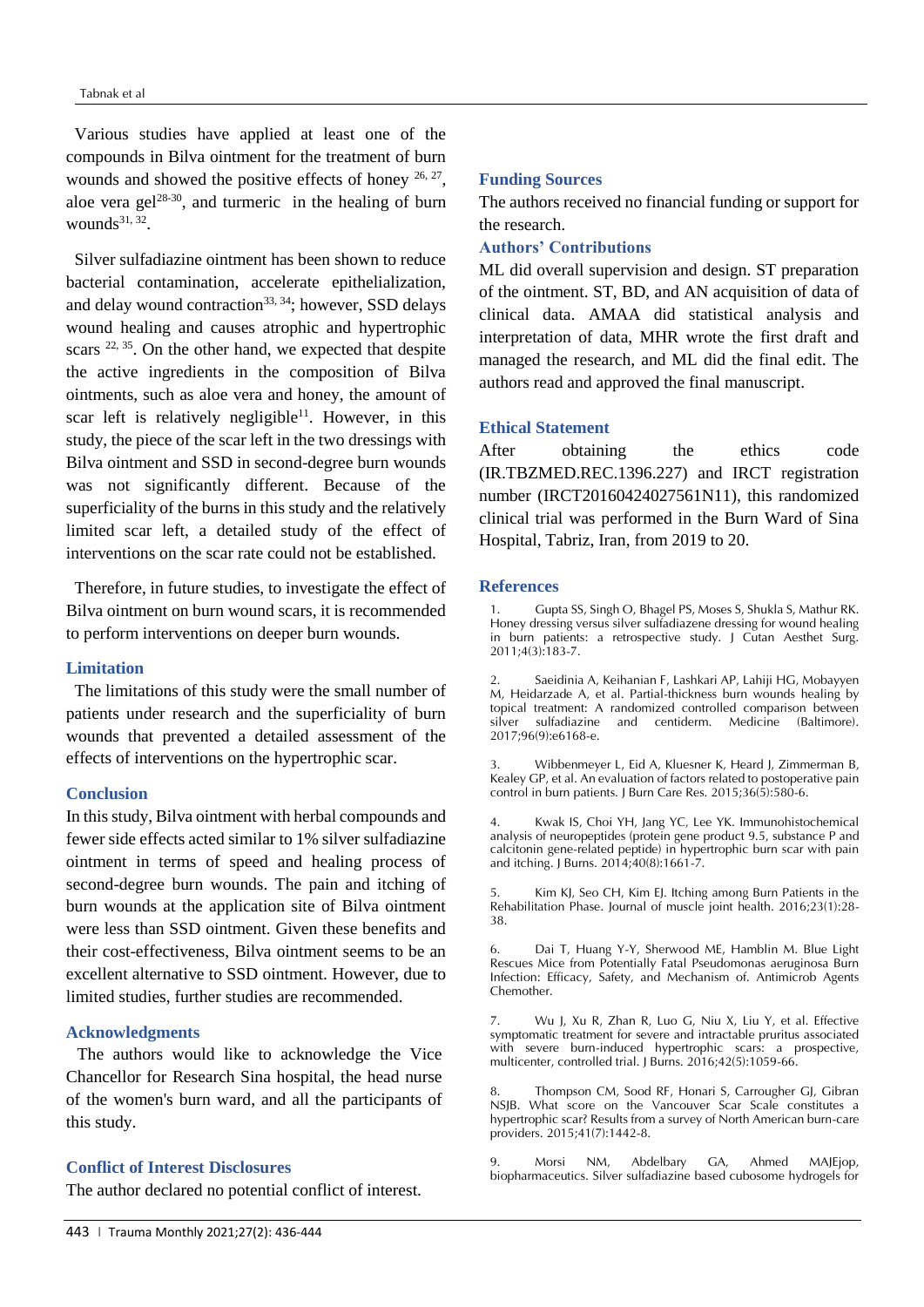Various studies have applied at least one of the compounds in Bilva ointment for the treatment of burn wounds and showed the positive effects of honey [26, 27], aloe vera gel[28-30], and turmeric in the healing of burn wounds[31, 32].

Silver sulfadiazine ointment has been shown to reduce bacterial contamination, accelerate epithelialization, and delay wound contraction[33, 34]; however, SSD delays wound healing and causes atrophic and hypertrophic scars [22, 35]. On the other hand, we expected that despite the active ingredients in the composition of Bilva ointments, such as aloe vera and honey, the amount of scar left is relatively negligible[11]. However, in this study, the piece of the scar left in the two dressings with Bilva ointment and SSD in second-degree burn wounds was not significantly different. Because of the superficiality of the burns in this study and the relatively limited scar left, a detailed study of the effect of interventions on the scar rate could not be established.

Therefore, in future studies, to investigate the effect of Bilva ointment on burn wound scars, it is recommended to perform interventions on deeper burn wounds.

## Limitation

The limitations of this study were the small number of patients under research and the superficiality of burn wounds that prevented a detailed assessment of the effects of interventions on the hypertrophic scar.

## Conclusion

In this study, Bilva ointment with herbal compounds and fewer side effects acted similar to 1% silver sulfadiazine ointment in terms of speed and healing process of second-degree burn wounds. The pain and itching of burn wounds at the application site of Bilva ointment were less than SSD ointment. Given these benefits and their cost-effectiveness, Bilva ointment seems to be an excellent alternative to SSD ointment. However, due to limited studies, further studies are recommended.

## Acknowledgments

The authors would like to acknowledge the Vice Chancellor for Research Sina hospital, the head nurse of the women's burn ward, and all the participants of this study.

## Conflict of Interest Disclosures

The author declared no potential conflict of interest.

## Funding Sources

The authors received no financial funding or support for the research.

## Authors' Contributions

ML did overall supervision and design. ST preparation of the ointment. ST, BD, and AN acquisition of data of clinical data. AMAA did statistical analysis and interpretation of data, MHR wrote the first draft and managed the research, and ML did the final edit. The authors read and approved the final manuscript.

## Ethical Statement

After obtaining the ethics code (IR.TBZMED.REC.1396.227) and IRCT registration number (IRCT20160424027561N11), this randomized clinical trial was performed in the Burn Ward of Sina Hospital, Tabriz, Iran, from 2019 to 20.

## References

1. Gupta SS, Singh O, Bhagel PS, Moses S, Shukla S, Mathur RK. Honey dressing versus silver sulfadiazene dressing for wound healing in burn patients: a retrospective study. J Cutan Aesthet Surg. 2011;4(3):183-7.

2. Saeidinia A, Keihanian F, Lashkari AP, Lahiji HG, Mobayyen M, Heidarzade A, et al. Partial-thickness burn wounds healing by topical treatment: A randomized controlled comparison between silver sulfadiazine and centiderm. Medicine (Baltimore). 2017;96(9):e6168-e.

3. Wibbenmeyer L, Eid A, Kluesner K, Heard J, Zimmerman B, Kealey GP, et al. An evaluation of factors related to postoperative pain control in burn patients. J Burn Care Res. 2015;36(5):580-6.

4. Kwak IS, Choi YH, Jang YC, Lee YK. Immunohistochemical analysis of neuropeptides (protein gene product 9.5, substance P and calcitonin gene-related peptide) in hypertrophic burn scar with pain and itching. J Burns. 2014;40(8):1661-7.

5. Kim KJ, Seo CH, Kim EJ. Itching among Burn Patients in the Rehabilitation Phase. Journal of muscle joint health. 2016;23(1):28-38.

6. Dai T, Huang Y-Y, Sherwood ME, Hamblin M. Blue Light Rescues Mice from Potentially Fatal Pseudomonas aeruginosa Burn Infection: Efficacy, Safety, and Mechanism of. Antimicrob Agents Chemother.

7. Wu J, Xu R, Zhan R, Luo G, Niu X, Liu Y, et al. Effective symptomatic treatment for severe and intractable pruritus associated with severe burn-induced hypertrophic scars: a prospective, multicenter, controlled trial. J Burns. 2016;42(5):1059-66.

8. Thompson CM, Sood RF, Honari S, Carrougher GJ, Gibran NSJB. What score on the Vancouver Scar Scale constitutes a hypertrophic scar? Results from a survey of North American burn-care providers. 2015;41(7):1442-8.

9. Morsi NM, Abdelbary GA, Ahmed MAJEjop, biopharmaceutics. Silver sulfadiazine based cubosome hydrogels for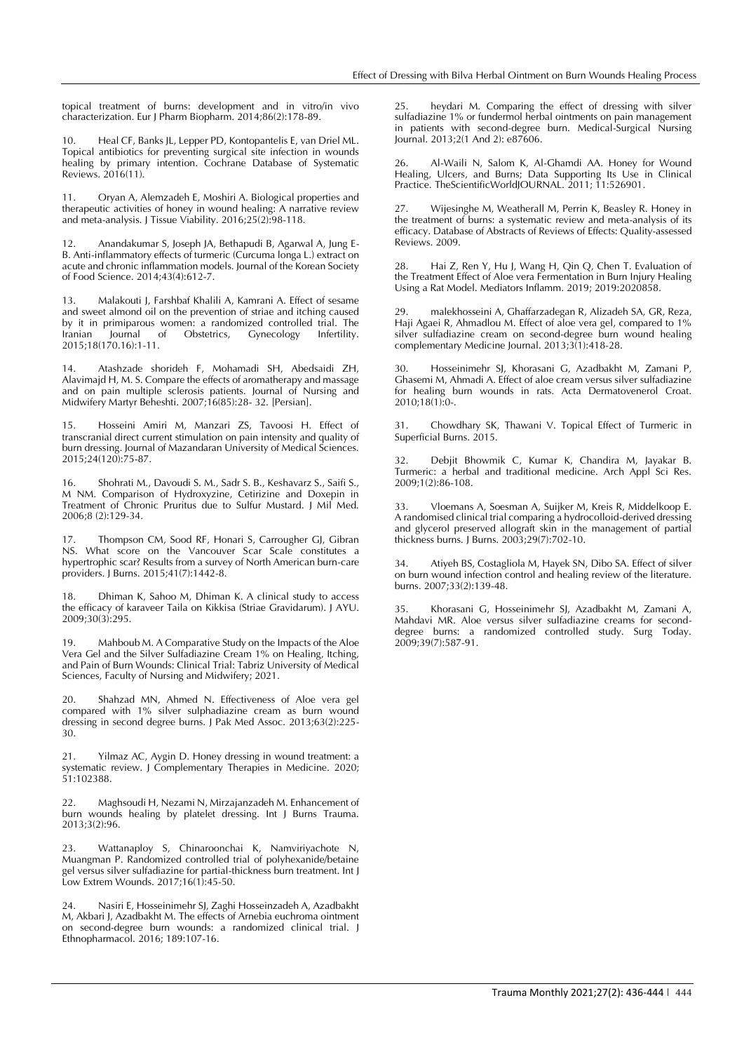topical treatment of burns: development and in vitro/in vivo characterization. Eur J Pharm Biopharm. 2014;86(2):178-89.

10. Heal CF, Banks JL, Lepper PD, Kontopantelis E, van Driel ML. Topical antibiotics for preventing surgical site infection in wounds healing by primary intention. Cochrane Database of Systematic Reviews. 2016(11).

11. Oryan A, Alemzadeh E, Moshiri A. Biological properties and therapeutic activities of honey in wound healing: A narrative review and meta-analysis. J Tissue Viability. 2016;25(2):98-118.

12. Anandakumar S, Joseph JA, Bethapudi B, Agarwal A, Jung E-B. Anti-inflammatory effects of turmeric (Curcuma longa L.) extract on acute and chronic inflammation models. Journal of the Korean Society of Food Science. 2014;43(4):612-7.

13. Malakouti J, Farshbaf Khalili A, Kamrani A. Effect of sesame and sweet almond oil on the prevention of striae and itching caused by it in primiparous women: a randomized controlled trial. The Iranian Journal of Obstetrics, Gynecology Infertility. 2015;18(170.16):1-11.

14. Atashzade shorideh F, Mohamadi SH, Abedsaidi ZH, Alavimajd H, M. S. Compare the effects of aromatherapy and massage and on pain multiple sclerosis patients. Journal of Nursing and Midwifery Martyr Beheshti. 2007;16(85):28- 32. [Persian].

15. Hosseini Amiri M, Manzari ZS, Tavoosi H. Effect of transcranial direct current stimulation on pain intensity and quality of burn dressing. Journal of Mazandaran University of Medical Sciences. 2015;24(120):75-87.

16. Shohrati M., Davoudi S. M., Sadr S. B., Keshavarz S., Saifi S., M NM. Comparison of Hydroxyzine, Cetirizine and Doxepin in Treatment of Chronic Pruritus due to Sulfur Mustard. J Mil Med. 2006;8 (2):129-34.

17. Thompson CM, Sood RF, Honari S, Carrougher GJ, Gibran NS. What score on the Vancouver Scar Scale constitutes a hypertrophic scar? Results from a survey of North American burn-care providers. J Burns. 2015;41(7):1442-8.

18. Dhiman K, Sahoo M, Dhiman K. A clinical study to access the efficacy of karaveer Taila on Kikkisa (Striae Gravidarum). J AYU. 2009;30(3):295.

19. Mahboub M. A Comparative Study on the Impacts of the Aloe Vera Gel and the Silver Sulfadiazine Cream 1% on Healing, Itching, and Pain of Burn Wounds: Clinical Trial: Tabriz University of Medical Sciences, Faculty of Nursing and Midwifery; 2021.

20. Shahzad MN, Ahmed N. Effectiveness of Aloe vera gel compared with 1% silver sulphadiazine cream as burn wound dressing in second degree burns. J Pak Med Assoc. 2013;63(2):225-30.

21. Yilmaz AC, Aygin D. Honey dressing in wound treatment: a systematic review. J Complementary Therapies in Medicine. 2020; 51:102388.

22. Maghsoudi H, Nezami N, Mirzajanzadeh M. Enhancement of burn wounds healing by platelet dressing. Int J Burns Trauma. 2013;3(2):96.

23. Wattanaploy S, Chinaroonchai K, Namviriyachote N, Muangman P. Randomized controlled trial of polyhexanide/betaine gel versus silver sulfadiazine for partial-thickness burn treatment. Int J Low Extrem Wounds. 2017;16(1):45-50.

24. Nasiri E, Hosseinimehr SJ, Zaghi Hosseinzadeh A, Azadbakht M, Akbari J, Azadbakht M. The effects of Arnebia euchroma ointment on second-degree burn wounds: a randomized clinical trial. J Ethnopharmacol. 2016; 189:107-16.

25. heydari M. Comparing the effect of dressing with silver sulfadiazine 1% or fundermol herbal ointments on pain management in patients with second-degree burn. Medical-Surgical Nursing Journal. 2013;2(1 And 2): e87606.

26. Al-Waili N, Salom K, Al-Ghamdi AA. Honey for Wound Healing, Ulcers, and Burns; Data Supporting Its Use in Clinical Practice. TheScientificWorldJOURNAL. 2011; 11:526901.

27. Wijesinghe M, Weatherall M, Perrin K, Beasley R. Honey in the treatment of burns: a systematic review and meta-analysis of its efficacy. Database of Abstracts of Reviews of Effects: Quality-assessed Reviews. 2009.

28. Hai Z, Ren Y, Hu J, Wang H, Qin Q, Chen T. Evaluation of the Treatment Effect of Aloe vera Fermentation in Burn Injury Healing Using a Rat Model. Mediators Inflamm. 2019; 2019:2020858.

29. malekhosseini A, Ghaffarzadegan R, Alizadeh SA, GR, Reza, Haji Agaei R, Ahmadlou M. Effect of aloe vera gel, compared to 1% silver sulfadiazine cream on second-degree burn wound healing complementary Medicine Journal. 2013;3(1):418-28.

30. Hosseinimehr SJ, Khorasani G, Azadbakht M, Zamani P, Ghasemi M, Ahmadi A. Effect of aloe cream versus silver sulfadiazine for healing burn wounds in rats. Acta Dermatovenerol Croat. 2010;18(1):0-.

31. Chowdhary SK, Thawani V. Topical Effect of Turmeric in Superficial Burns. 2015.

32. Debjit Bhowmik C, Kumar K, Chandira M, Jayakar B. Turmeric: a herbal and traditional medicine. Arch Appl Sci Res. 2009;1(2):86-108.

33. Vloemans A, Soesman A, Suijker M, Kreis R, Middelkoop E. A randomised clinical trial comparing a hydrocolloid-derived dressing and glycerol preserved allograft skin in the management of partial thickness burns. J Burns. 2003;29(7):702-10.

34. Atiyeh BS, Costagliola M, Hayek SN, Dibo SA. Effect of silver on burn wound infection control and healing review of the literature. burns. 2007;33(2):139-48.

35. Khorasani G, Hosseinimehr SJ, Azadbakht M, Zamani A, Mahdavi MR. Aloe versus silver sulfadiazine creams for second-degree burns: a randomized controlled study. Surg Today. 2009;39(7):587-91.